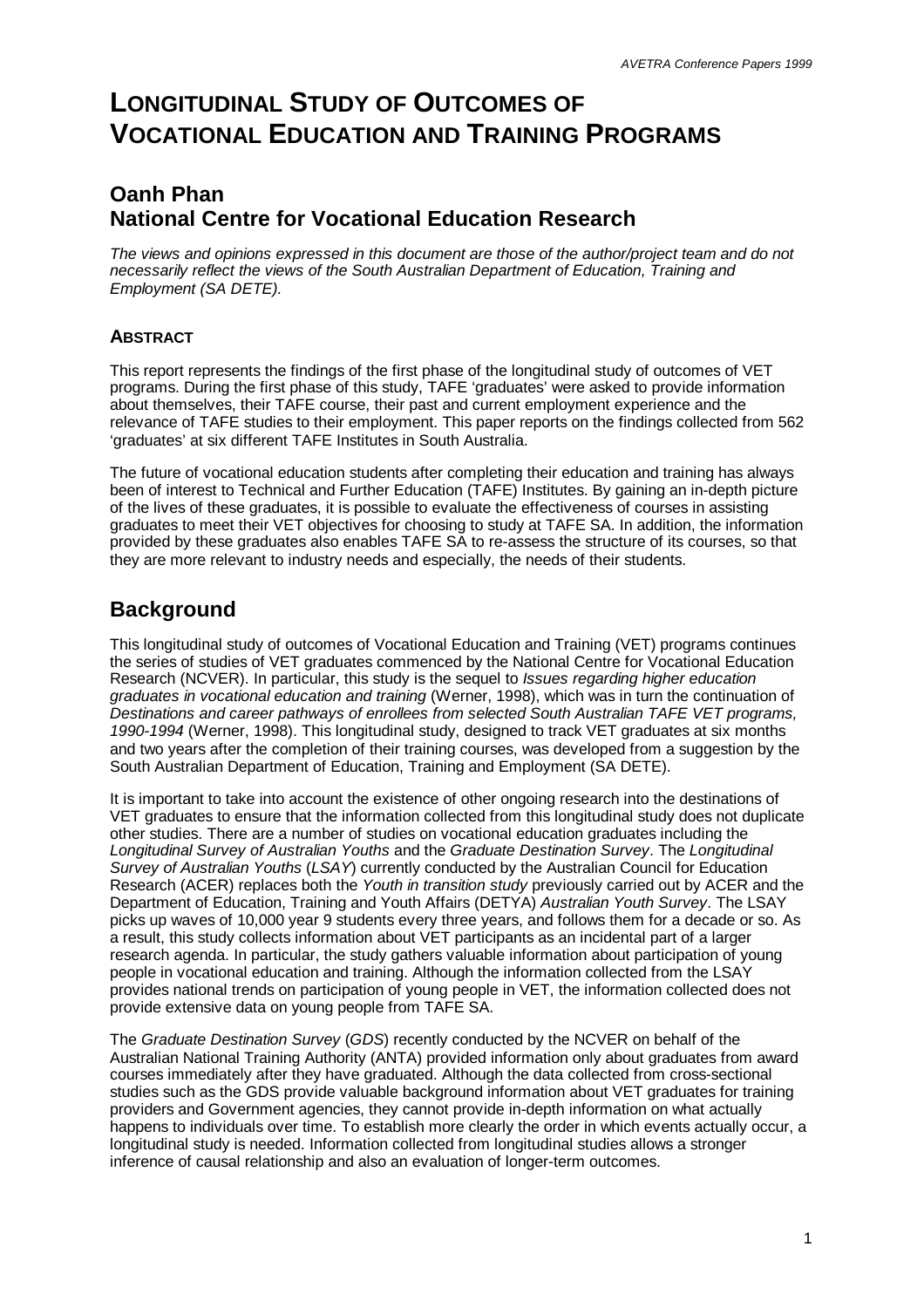# LONGITUDINAL STUDY OF OUTCOMES OF VOCATIONAL EDUCATION AND TRAINING PROGRAMS

## Oanh Phan
## National Centre for Vocational Education Research

*The views and opinions expressed in this document are those of the author/project team and do not necessarily reflect the views of the South Australian Department of Education, Training and Employment (SA DETE).*

### ABSTRACT

This report represents the findings of the first phase of the longitudinal study of outcomes of VET programs. During the first phase of this study, TAFE 'graduates' were asked to provide information about themselves, their TAFE course, their past and current employment experience and the relevance of TAFE studies to their employment. This paper reports on the findings collected from 562 'graduates' at six different TAFE Institutes in South Australia.

The future of vocational education students after completing their education and training has always been of interest to Technical and Further Education (TAFE) Institutes. By gaining an in-depth picture of the lives of these graduates, it is possible to evaluate the effectiveness of courses in assisting graduates to meet their VET objectives for choosing to study at TAFE SA. In addition, the information provided by these graduates also enables TAFE SA to re-assess the structure of its courses, so that they are more relevant to industry needs and especially, the needs of their students.

## Background

This longitudinal study of outcomes of Vocational Education and Training (VET) programs continues the series of studies of VET graduates commenced by the National Centre for Vocational Education Research (NCVER). In particular, this study is the sequel to *Issues regarding higher education graduates in vocational education and training* (Werner, 1998), which was in turn the continuation of *Destinations and career pathways of enrollees from selected South Australian TAFE VET programs, 1990-1994* (Werner, 1998). This longitudinal study, designed to track VET graduates at six months and two years after the completion of their training courses, was developed from a suggestion by the South Australian Department of Education, Training and Employment (SA DETE).

It is important to take into account the existence of other ongoing research into the destinations of VET graduates to ensure that the information collected from this longitudinal study does not duplicate other studies. There are a number of studies on vocational education graduates including the *Longitudinal Survey of Australian Youths* and the *Graduate Destination Survey*. The *Longitudinal Survey of Australian Youths* (*LSAY*) currently conducted by the Australian Council for Education Research (ACER) replaces both the *Youth in transition study* previously carried out by ACER and the Department of Education, Training and Youth Affairs (DETYA) *Australian Youth Survey*. The LSAY picks up waves of 10,000 year 9 students every three years, and follows them for a decade or so. As a result, this study collects information about VET participants as an incidental part of a larger research agenda. In particular, the study gathers valuable information about participation of young people in vocational education and training. Although the information collected from the LSAY provides national trends on participation of young people in VET, the information collected does not provide extensive data on young people from TAFE SA.

The *Graduate Destination Survey* (*GDS*) recently conducted by the NCVER on behalf of the Australian National Training Authority (ANTA) provided information only about graduates from award courses immediately after they have graduated. Although the data collected from cross-sectional studies such as the GDS provide valuable background information about VET graduates for training providers and Government agencies, they cannot provide in-depth information on what actually happens to individuals over time. To establish more clearly the order in which events actually occur, a longitudinal study is needed. Information collected from longitudinal studies allows a stronger inference of causal relationship and also an evaluation of longer-term outcomes.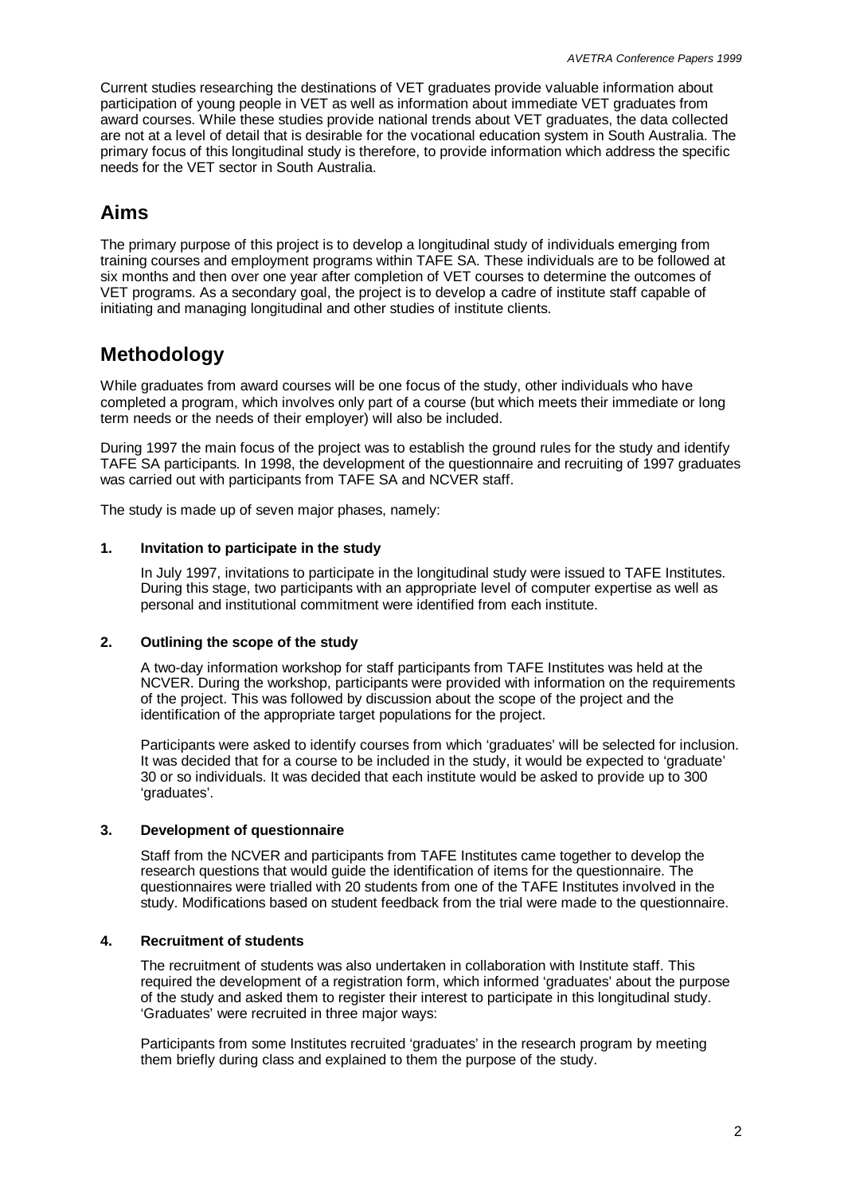Current studies researching the destinations of VET graduates provide valuable information about participation of young people in VET as well as information about immediate VET graduates from award courses. While these studies provide national trends about VET graduates, the data collected are not at a level of detail that is desirable for the vocational education system in South Australia. The primary focus of this longitudinal study is therefore, to provide information which address the specific needs for the VET sector in South Australia.

## Aims

The primary purpose of this project is to develop a longitudinal study of individuals emerging from training courses and employment programs within TAFE SA. These individuals are to be followed at six months and then over one year after completion of VET courses to determine the outcomes of VET programs. As a secondary goal, the project is to develop a cadre of institute staff capable of initiating and managing longitudinal and other studies of institute clients.

## Methodology

While graduates from award courses will be one focus of the study, other individuals who have completed a program, which involves only part of a course (but which meets their immediate or long term needs or the needs of their employer) will also be included.

During 1997 the main focus of the project was to establish the ground rules for the study and identify TAFE SA participants. In 1998, the development of the questionnaire and recruiting of 1997 graduates was carried out with participants from TAFE SA and NCVER staff.

The study is made up of seven major phases, namely:

**1. Invitation to participate in the study**

In July 1997, invitations to participate in the longitudinal study were issued to TAFE Institutes. During this stage, two participants with an appropriate level of computer expertise as well as personal and institutional commitment were identified from each institute.

**2. Outlining the scope of the study**

A two-day information workshop for staff participants from TAFE Institutes was held at the NCVER. During the workshop, participants were provided with information on the requirements of the project. This was followed by discussion about the scope of the project and the identification of the appropriate target populations for the project.

Participants were asked to identify courses from which 'graduates' will be selected for inclusion. It was decided that for a course to be included in the study, it would be expected to 'graduate' 30 or so individuals. It was decided that each institute would be asked to provide up to 300 'graduates'.

**3. Development of questionnaire**

Staff from the NCVER and participants from TAFE Institutes came together to develop the research questions that would guide the identification of items for the questionnaire. The questionnaires were trialled with 20 students from one of the TAFE Institutes involved in the study. Modifications based on student feedback from the trial were made to the questionnaire.

**4. Recruitment of students**

The recruitment of students was also undertaken in collaboration with Institute staff. This required the development of a registration form, which informed 'graduates' about the purpose of the study and asked them to register their interest to participate in this longitudinal study. 'Graduates' were recruited in three major ways:

Participants from some Institutes recruited 'graduates' in the research program by meeting them briefly during class and explained to them the purpose of the study.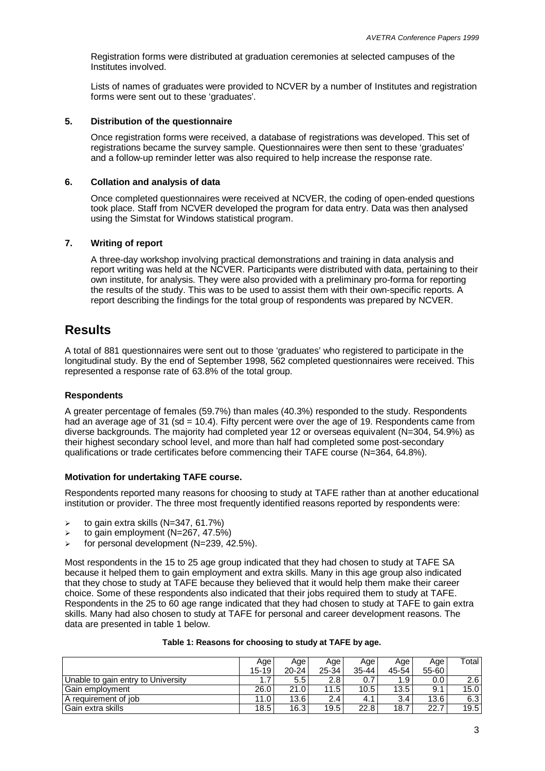Registration forms were distributed at graduation ceremonies at selected campuses of the Institutes involved.

Lists of names of graduates were provided to NCVER by a number of Institutes and registration forms were sent out to these 'graduates'.

### 5. Distribution of the questionnaire

Once registration forms were received, a database of registrations was developed. This set of registrations became the survey sample. Questionnaires were then sent to these 'graduates' and a follow-up reminder letter was also required to help increase the response rate.

### 6. Collation and analysis of data

Once completed questionnaires were received at NCVER, the coding of open-ended questions took place. Staff from NCVER developed the program for data entry. Data was then analysed using the Simstat for Windows statistical program.

### 7. Writing of report

A three-day workshop involving practical demonstrations and training in data analysis and report writing was held at the NCVER. Participants were distributed with data, pertaining to their own institute, for analysis. They were also provided with a preliminary pro-forma for reporting the results of the study. This was to be used to assist them with their own-specific reports. A report describing the findings for the total group of respondents was prepared by NCVER.

## Results

A total of 881 questionnaires were sent out to those 'graduates' who registered to participate in the longitudinal study. By the end of September 1998, 562 completed questionnaires were received. This represented a response rate of 63.8% of the total group.

### Respondents

A greater percentage of females (59.7%) than males (40.3%) responded to the study. Respondents had an average age of 31 (sd = 10.4). Fifty percent were over the age of 19. Respondents came from diverse backgrounds. The majority had completed year 12 or overseas equivalent (N=304, 54.9%) as their highest secondary school level, and more than half had completed some post-secondary qualifications or trade certificates before commencing their TAFE course (N=364, 64.8%).

### Motivation for undertaking TAFE course.

Respondents reported many reasons for choosing to study at TAFE rather than at another educational institution or provider. The three most frequently identified reasons reported by respondents were:

- to gain extra skills (N=347, 61.7%)
- to gain employment (N=267, 47.5%)
- for personal development (N=239, 42.5%).

Most respondents in the 15 to 25 age group indicated that they had chosen to study at TAFE SA because it helped them to gain employment and extra skills. Many in this age group also indicated that they chose to study at TAFE because they believed that it would help them make their career choice. Some of these respondents also indicated that their jobs required them to study at TAFE. Respondents in the 25 to 60 age range indicated that they had chosen to study at TAFE to gain extra skills. Many had also chosen to study at TAFE for personal and career development reasons. The data are presented in table 1 below.

**Table 1: Reasons for choosing to study at TAFE by age.**

| | Age 15-19 | Age 20-24 | Age 25-34 | Age 35-44 | Age 45-54 | Age 55-60 | Total |
|---|---|---|---|---|---|---|---|
| Unable to gain entry to University | 1.7 | 5.5 | 2.8 | 0.7 | 1.9 | 0.0 | 2.6 |
| Gain employment | 26.0 | 21.0 | 11.5 | 10.5 | 13.5 | 9.1 | 15.0 |
| A requirement of job | 11.0 | 13.6 | 2.4 | 4.1 | 3.4 | 13.6 | 6.3 |
| Gain extra skills | 18.5 | 16.3 | 19.5 | 22.8 | 18.7 | 22.7 | 19.5 |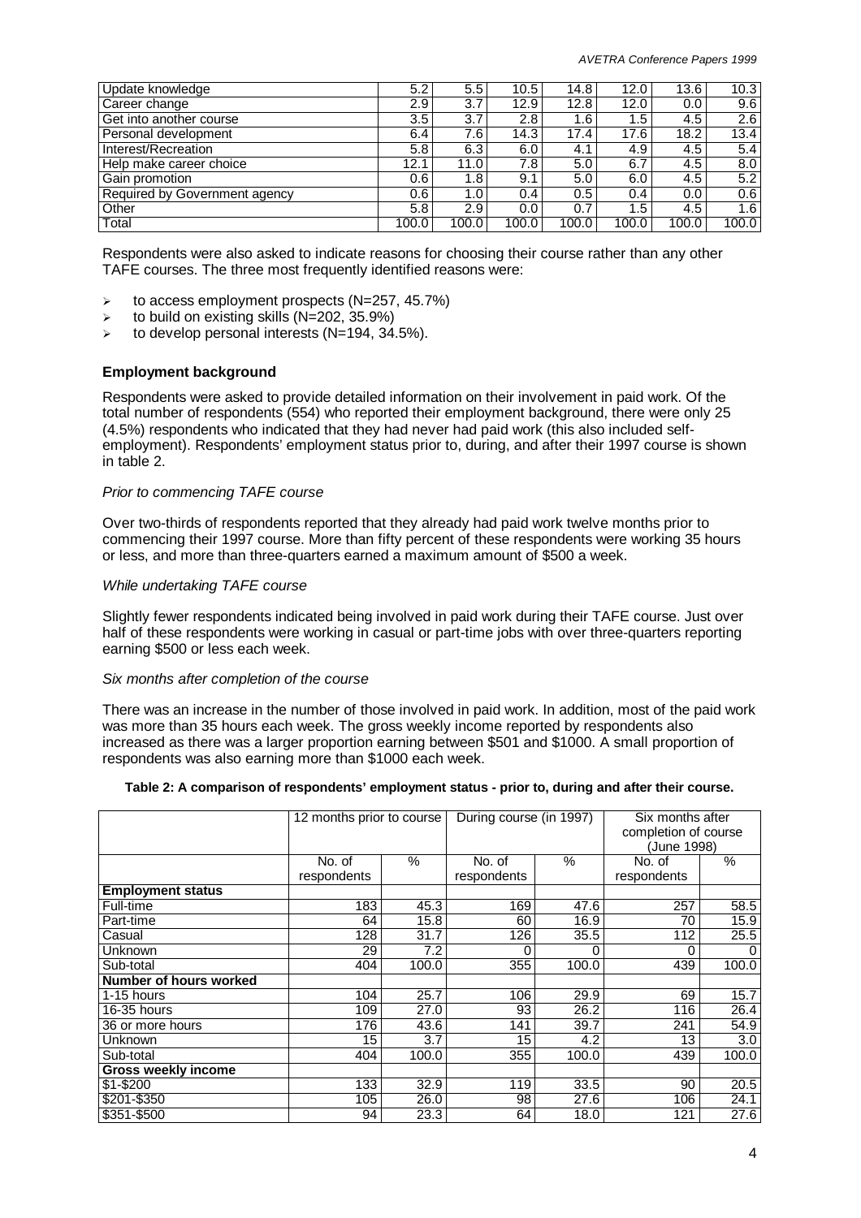| | | | | | | | |
|---|---|---|---|---|---|---|---|
| Update knowledge | 5.2 | 5.5 | 10.5 | 14.8 | 12.0 | 13.6 | 10.3 |
| Career change | 2.9 | 3.7 | 12.9 | 12.8 | 12.0 | 0.0 | 9.6 |
| Get into another course | 3.5 | 3.7 | 2.8 | 1.6 | 1.5 | 4.5 | 2.6 |
| Personal development | 6.4 | 7.6 | 14.3 | 17.4 | 17.6 | 18.2 | 13.4 |
| Interest/Recreation | 5.8 | 6.3 | 6.0 | 4.1 | 4.9 | 4.5 | 5.4 |
| Help make career choice | 12.1 | 11.0 | 7.8 | 5.0 | 6.7 | 4.5 | 8.0 |
| Gain promotion | 0.6 | 1.8 | 9.1 | 5.0 | 6.0 | 4.5 | 5.2 |
| Required by Government agency | 0.6 | 1.0 | 0.4 | 0.5 | 0.4 | 0.0 | 0.6 |
| Other | 5.8 | 2.9 | 0.0 | 0.7 | 1.5 | 4.5 | 1.6 |
| Total | 100.0 | 100.0 | 100.0 | 100.0 | 100.0 | 100.0 | 100.0 |

Respondents were also asked to indicate reasons for choosing their course rather than any other TAFE courses. The three most frequently identified reasons were:

- to access employment prospects (N=257, 45.7%)
- to build on existing skills (N=202, 35.9%)
- to develop personal interests (N=194, 34.5%).

**Employment background**

Respondents were asked to provide detailed information on their involvement in paid work. Of the total number of respondents (554) who reported their employment background, there were only 25 (4.5%) respondents who indicated that they had never had paid work (this also included self-employment). Respondents' employment status prior to, during, and after their 1997 course is shown in table 2.

*Prior to commencing TAFE course*

Over two-thirds of respondents reported that they already had paid work twelve months prior to commencing their 1997 course. More than fifty percent of these respondents were working 35 hours or less, and more than three-quarters earned a maximum amount of $500 a week.

*While undertaking TAFE course*

Slightly fewer respondents indicated being involved in paid work during their TAFE course. Just over half of these respondents were working in casual or part-time jobs with over three-quarters reporting earning $500 or less each week.

*Six months after completion of the course*

There was an increase in the number of those involved in paid work. In addition, most of the paid work was more than 35 hours each week. The gross weekly income reported by respondents also increased as there was a larger proportion earning between $501 and $1000. A small proportion of respondents was also earning more than $1000 each week.

**Table 2: A comparison of respondents' employment status - prior to, during and after their course.**

| | 12 months prior to course | | During course (in 1997) | | Six months after completion of course (June 1998) | |
|---|---|---|---|---|---|---|
| | No. of respondents | % | No. of respondents | % | No. of respondents | % |
| **Employment status** | | | | | | |
| Full-time | 183 | 45.3 | 169 | 47.6 | 257 | 58.5 |
| Part-time | 64 | 15.8 | 60 | 16.9 | 70 | 15.9 |
| Casual | 128 | 31.7 | 126 | 35.5 | 112 | 25.5 |
| Unknown | 29 | 7.2 | 0 | 0 | 0 | 0 |
| Sub-total | 404 | 100.0 | 355 | 100.0 | 439 | 100.0 |
| **Number of hours worked** | | | | | | |
| 1-15 hours | 104 | 25.7 | 106 | 29.9 | 69 | 15.7 |
| 16-35 hours | 109 | 27.0 | 93 | 26.2 | 116 | 26.4 |
| 36 or more hours | 176 | 43.6 | 141 | 39.7 | 241 | 54.9 |
| Unknown | 15 | 3.7 | 15 | 4.2 | 13 | 3.0 |
| Sub-total | 404 | 100.0 | 355 | 100.0 | 439 | 100.0 |
| **Gross weekly income** | | | | | | |
| $1-$200 | 133 | 32.9 | 119 | 33.5 | 90 | 20.5 |
| $201-$350 | 105 | 26.0 | 98 | 27.6 | 106 | 24.1 |
| $351-$500 | 94 | 23.3 | 64 | 18.0 | 121 | 27.6 |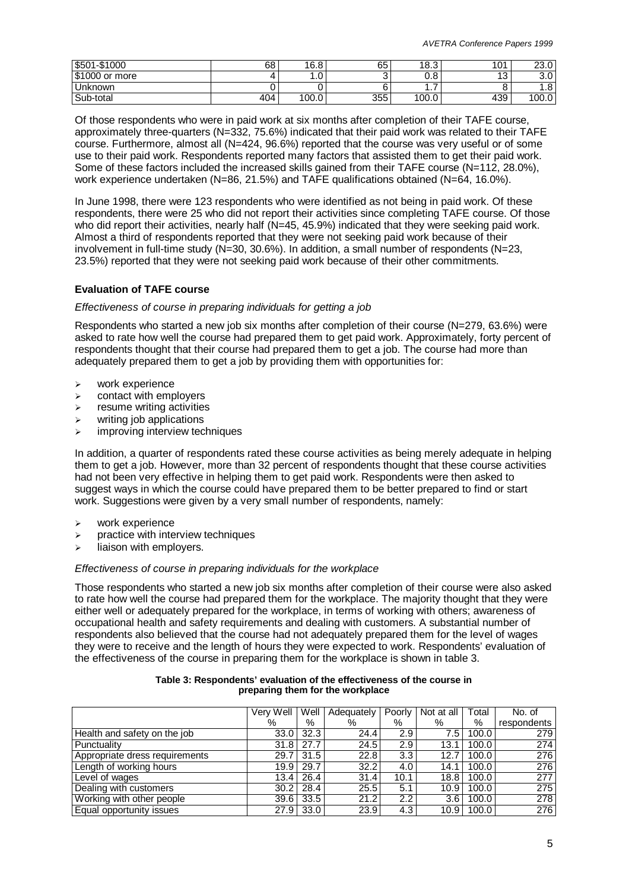| | | | | | | |
|---|---|---|---|---|---|---|
| $501-$1000 | 68 | 16.8 | 65 | 18.3 | 101 | 23.0 |
| $1000 or more | 4 | 1.0 | 3 | 0.8 | 13 | 3.0 |
| Unknown | 0 | | 6 | 1.7 | 8 | 1.8 |
| Sub-total | 404 | 100.0 | 355 | 100.0 | 439 | 100.0 |

Of those respondents who were in paid work at six months after completion of their TAFE course, approximately three-quarters (N=332, 75.6%) indicated that their paid work was related to their TAFE course. Furthermore, almost all (N=424, 96.6%) reported that the course was very useful or of some use to their paid work. Respondents reported many factors that assisted them to get their paid work. Some of these factors included the increased skills gained from their TAFE course (N=112, 28.0%), work experience undertaken (N=86, 21.5%) and TAFE qualifications obtained (N=64, 16.0%).

In June 1998, there were 123 respondents who were identified as not being in paid work. Of these respondents, there were 25 who did not report their activities since completing TAFE course. Of those who did report their activities, nearly half (N=45, 45.9%) indicated that they were seeking paid work. Almost a third of respondents reported that they were not seeking paid work because of their involvement in full-time study (N=30, 30.6%). In addition, a small number of respondents (N=23, 23.5%) reported that they were not seeking paid work because of their other commitments.

## Evaluation of TAFE course

*Effectiveness of course in preparing individuals for getting a job*

Respondents who started a new job six months after completion of their course (N=279, 63.6%) were asked to rate how well the course had prepared them to get paid work. Approximately, forty percent of respondents thought that their course had prepared them to get a job. The course had more than adequately prepared them to get a job by providing them with opportunities for:

- work experience
- contact with employers
- resume writing activities
- writing job applications
- improving interview techniques

In addition, a quarter of respondents rated these course activities as being merely adequate in helping them to get a job. However, more than 32 percent of respondents thought that these course activities had not been very effective in helping them to get paid work. Respondents were then asked to suggest ways in which the course could have prepared them to be better prepared to find or start work. Suggestions were given by a very small number of respondents, namely:

- work experience
- practice with interview techniques
- liaison with employers.

*Effectiveness of course in preparing individuals for the workplace*

Those respondents who started a new job six months after completion of their course were also asked to rate how well the course had prepared them for the workplace. The majority thought that they were either well or adequately prepared for the workplace, in terms of working with others; awareness of occupational health and safety requirements and dealing with customers. A substantial number of respondents also believed that the course had not adequately prepared them for the level of wages they were to receive and the length of hours they were expected to work. Respondents' evaluation of the effectiveness of the course in preparing them for the workplace is shown in table 3.

**Table 3: Respondents' evaluation of the effectiveness of the course in preparing them for the workplace**

| | Very Well % | Well % | Adequately % | Poorly % | Not at all % | Total % | No. of respondents |
|---|---|---|---|---|---|---|---|
| Health and safety on the job | 33.0 | 32.3 | 24.4 | 2.9 | 7.5 | 100.0 | 279 |
| Punctuality | 31.8 | 27.7 | 24.5 | 2.9 | 13.1 | 100.0 | 274 |
| Appropriate dress requirements | 29.7 | 31.5 | 22.8 | 3.3 | 12.7 | 100.0 | 276 |
| Length of working hours | 19.9 | 29.7 | 32.2 | 4.0 | 14.1 | 100.0 | 276 |
| Level of wages | 13.4 | 26.4 | 31.4 | 10.1 | 18.8 | 100.0 | 277 |
| Dealing with customers | 30.2 | 28.4 | 25.5 | 5.1 | 10.9 | 100.0 | 275 |
| Working with other people | 39.6 | 33.5 | 21.2 | 2.2 | 3.6 | 100.0 | 278 |
| Equal opportunity issues | 27.9 | 33.0 | 23.9 | 4.3 | 10.9 | 100.0 | 276 |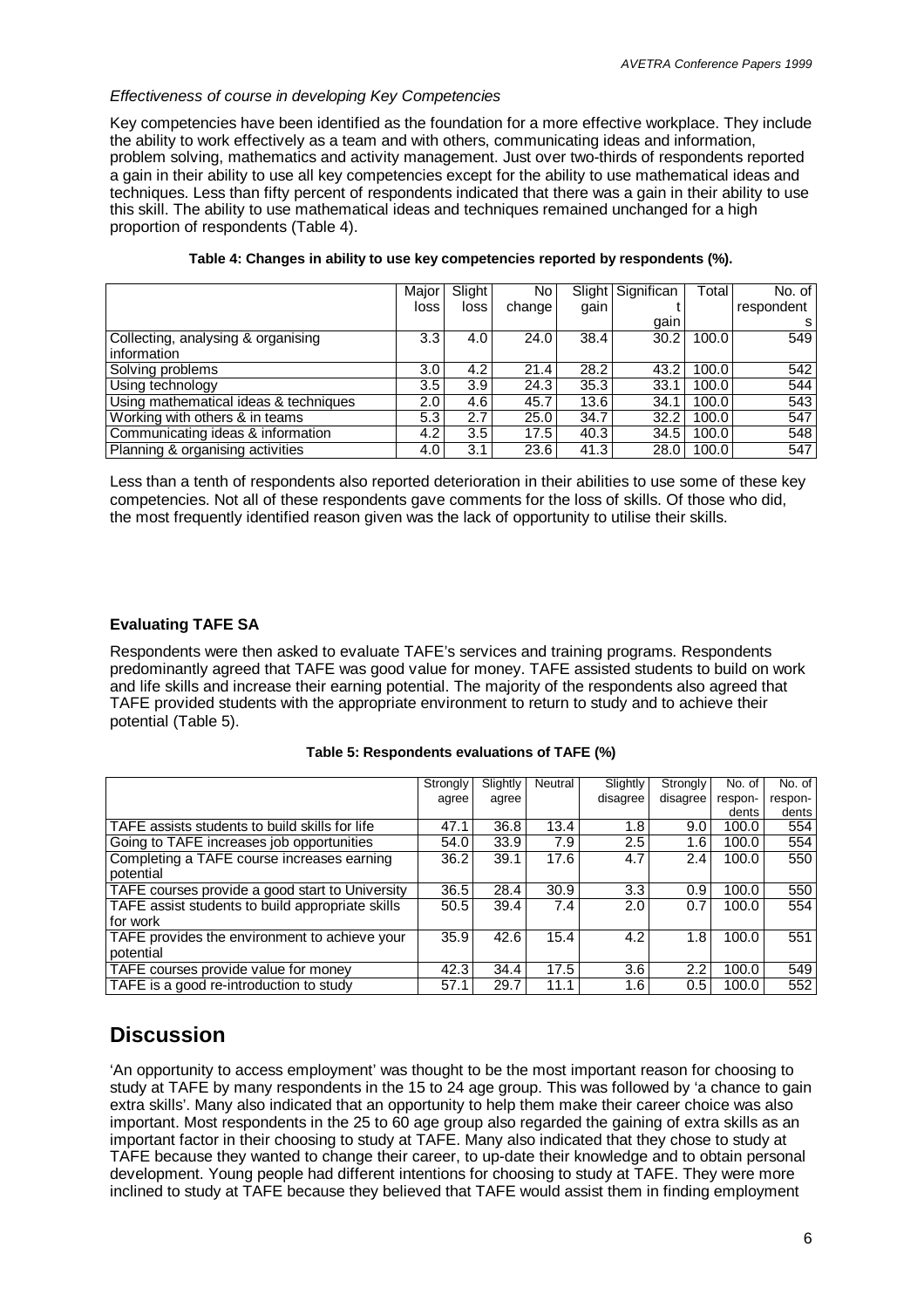*Effectiveness of course in developing Key Competencies*

Key competencies have been identified as the foundation for a more effective workplace. They include the ability to work effectively as a team and with others, communicating ideas and information, problem solving, mathematics and activity management. Just over two-thirds of respondents reported a gain in their ability to use all key competencies except for the ability to use mathematical ideas and techniques. Less than fifty percent of respondents indicated that there was a gain in their ability to use this skill. The ability to use mathematical ideas and techniques remained unchanged for a high proportion of respondents (Table 4).

**Table 4: Changes in ability to use key competencies reported by respondents (%).**

| | Major loss | Slight loss | No change | Slight gain | Significant gain | Total | No. of respondents |
|---|---|---|---|---|---|---|---|
| Collecting, analysing & organising information | 3.3 | 4.0 | 24.0 | 38.4 | 30.2 | 100.0 | 549 |
| Solving problems | 3.0 | 4.2 | 21.4 | 28.2 | 43.2 | 100.0 | 542 |
| Using technology | 3.5 | 3.9 | 24.3 | 35.3 | 33.1 | 100.0 | 544 |
| Using mathematical ideas & techniques | 2.0 | 4.6 | 45.7 | 13.6 | 34.1 | 100.0 | 543 |
| Working with others & in teams | 5.3 | 2.7 | 25.0 | 34.7 | 32.2 | 100.0 | 547 |
| Communicating ideas & information | 4.2 | 3.5 | 17.5 | 40.3 | 34.5 | 100.0 | 548 |
| Planning & organising activities | 4.0 | 3.1 | 23.6 | 41.3 | 28.0 | 100.0 | 547 |

Less than a tenth of respondents also reported deterioration in their abilities to use some of these key competencies. Not all of these respondents gave comments for the loss of skills. Of those who did, the most frequently identified reason given was the lack of opportunity to utilise their skills.

**Evaluating TAFE SA**

Respondents were then asked to evaluate TAFE's services and training programs. Respondents predominantly agreed that TAFE was good value for money. TAFE assisted students to build on work and life skills and increase their earning potential. The majority of the respondents also agreed that TAFE provided students with the appropriate environment to return to study and to achieve their potential (Table 5).

**Table 5: Respondents evaluations of TAFE (%)**

| | Strongly agree | Slightly agree | Neutral | Slightly disagree | Strongly disagree | No. of respondents | No. of respondents |
|---|---|---|---|---|---|---|---|
| TAFE assists students to build skills for life | 47.1 | 36.8 | 13.4 | 1.8 | 9.0 | 100.0 | 554 |
| Going to TAFE increases job opportunities | 54.0 | 33.9 | 7.9 | 2.5 | 1.6 | 100.0 | 554 |
| Completing a TAFE course increases earning potential | 36.2 | 39.1 | 17.6 | 4.7 | 2.4 | 100.0 | 550 |
| TAFE courses provide a good start to University | 36.5 | 28.4 | 30.9 | 3.3 | 0.9 | 100.0 | 550 |
| TAFE assist students to build appropriate skills for work | 50.5 | 39.4 | 7.4 | 2.0 | 0.7 | 100.0 | 554 |
| TAFE provides the environment to achieve your potential | 35.9 | 42.6 | 15.4 | 4.2 | 1.8 | 100.0 | 551 |
| TAFE courses provide value for money | 42.3 | 34.4 | 17.5 | 3.6 | 2.2 | 100.0 | 549 |
| TAFE is a good re-introduction to study | 57.1 | 29.7 | 11.1 | 1.6 | 0.5 | 100.0 | 552 |

# Discussion

'An opportunity to access employment' was thought to be the most important reason for choosing to study at TAFE by many respondents in the 15 to 24 age group. This was followed by 'a chance to gain extra skills'. Many also indicated that an opportunity to help them make their career choice was also important. Most respondents in the 25 to 60 age group also regarded the gaining of extra skills as an important factor in their choosing to study at TAFE. Many also indicated that they chose to study at TAFE because they wanted to change their career, to up-date their knowledge and to obtain personal development. Young people had different intentions for choosing to study at TAFE. They were more inclined to study at TAFE because they believed that TAFE would assist them in finding employment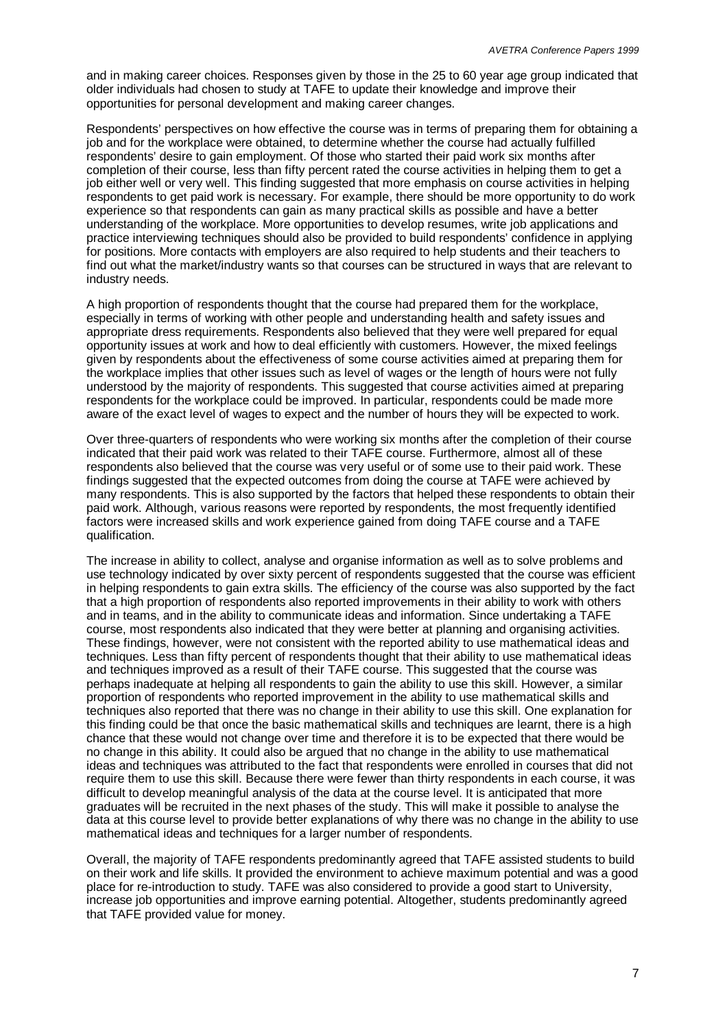and in making career choices. Responses given by those in the 25 to 60 year age group indicated that older individuals had chosen to study at TAFE to update their knowledge and improve their opportunities for personal development and making career changes.

Respondents' perspectives on how effective the course was in terms of preparing them for obtaining a job and for the workplace were obtained, to determine whether the course had actually fulfilled respondents' desire to gain employment. Of those who started their paid work six months after completion of their course, less than fifty percent rated the course activities in helping them to get a job either well or very well. This finding suggested that more emphasis on course activities in helping respondents to get paid work is necessary. For example, there should be more opportunity to do work experience so that respondents can gain as many practical skills as possible and have a better understanding of the workplace. More opportunities to develop resumes, write job applications and practice interviewing techniques should also be provided to build respondents' confidence in applying for positions. More contacts with employers are also required to help students and their teachers to find out what the market/industry wants so that courses can be structured in ways that are relevant to industry needs.

A high proportion of respondents thought that the course had prepared them for the workplace, especially in terms of working with other people and understanding health and safety issues and appropriate dress requirements. Respondents also believed that they were well prepared for equal opportunity issues at work and how to deal efficiently with customers. However, the mixed feelings given by respondents about the effectiveness of some course activities aimed at preparing them for the workplace implies that other issues such as level of wages or the length of hours were not fully understood by the majority of respondents. This suggested that course activities aimed at preparing respondents for the workplace could be improved. In particular, respondents could be made more aware of the exact level of wages to expect and the number of hours they will be expected to work.

Over three-quarters of respondents who were working six months after the completion of their course indicated that their paid work was related to their TAFE course. Furthermore, almost all of these respondents also believed that the course was very useful or of some use to their paid work. These findings suggested that the expected outcomes from doing the course at TAFE were achieved by many respondents. This is also supported by the factors that helped these respondents to obtain their paid work. Although, various reasons were reported by respondents, the most frequently identified factors were increased skills and work experience gained from doing TAFE course and a TAFE qualification.

The increase in ability to collect, analyse and organise information as well as to solve problems and use technology indicated by over sixty percent of respondents suggested that the course was efficient in helping respondents to gain extra skills. The efficiency of the course was also supported by the fact that a high proportion of respondents also reported improvements in their ability to work with others and in teams, and in the ability to communicate ideas and information. Since undertaking a TAFE course, most respondents also indicated that they were better at planning and organising activities. These findings, however, were not consistent with the reported ability to use mathematical ideas and techniques. Less than fifty percent of respondents thought that their ability to use mathematical ideas and techniques improved as a result of their TAFE course. This suggested that the course was perhaps inadequate at helping all respondents to gain the ability to use this skill. However, a similar proportion of respondents who reported improvement in the ability to use mathematical skills and techniques also reported that there was no change in their ability to use this skill. One explanation for this finding could be that once the basic mathematical skills and techniques are learnt, there is a high chance that these would not change over time and therefore it is to be expected that there would be no change in this ability. It could also be argued that no change in the ability to use mathematical ideas and techniques was attributed to the fact that respondents were enrolled in courses that did not require them to use this skill. Because there were fewer than thirty respondents in each course, it was difficult to develop meaningful analysis of the data at the course level. It is anticipated that more graduates will be recruited in the next phases of the study. This will make it possible to analyse the data at this course level to provide better explanations of why there was no change in the ability to use mathematical ideas and techniques for a larger number of respondents.

Overall, the majority of TAFE respondents predominantly agreed that TAFE assisted students to build on their work and life skills. It provided the environment to achieve maximum potential and was a good place for re-introduction to study. TAFE was also considered to provide a good start to University, increase job opportunities and improve earning potential. Altogether, students predominantly agreed that TAFE provided value for money.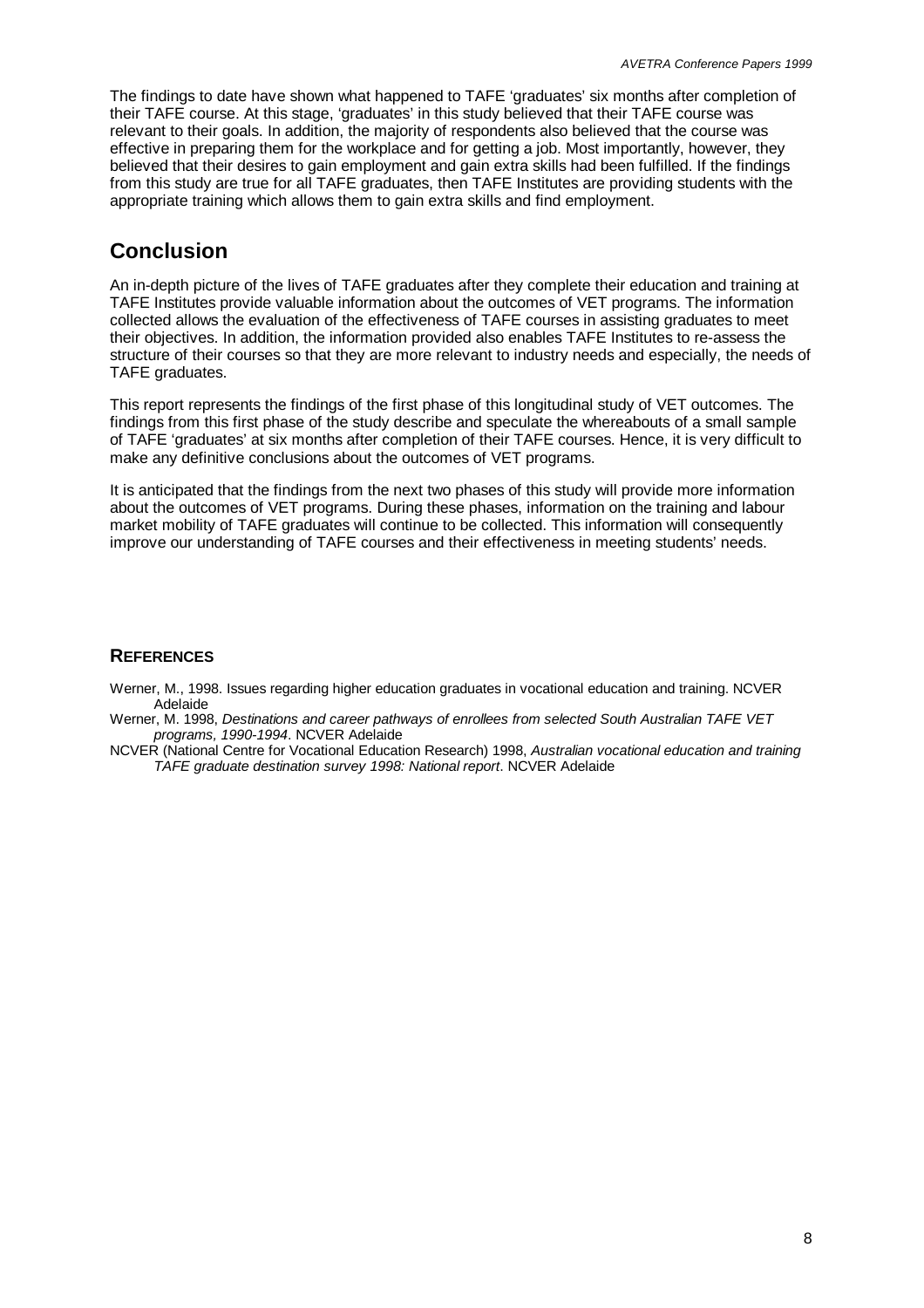The findings to date have shown what happened to TAFE 'graduates' six months after completion of their TAFE course. At this stage, 'graduates' in this study believed that their TAFE course was relevant to their goals. In addition, the majority of respondents also believed that the course was effective in preparing them for the workplace and for getting a job. Most importantly, however, they believed that their desires to gain employment and gain extra skills had been fulfilled. If the findings from this study are true for all TAFE graduates, then TAFE Institutes are providing students with the appropriate training which allows them to gain extra skills and find employment.

## Conclusion

An in-depth picture of the lives of TAFE graduates after they complete their education and training at TAFE Institutes provide valuable information about the outcomes of VET programs. The information collected allows the evaluation of the effectiveness of TAFE courses in assisting graduates to meet their objectives. In addition, the information provided also enables TAFE Institutes to re-assess the structure of their courses so that they are more relevant to industry needs and especially, the needs of TAFE graduates.

This report represents the findings of the first phase of this longitudinal study of VET outcomes. The findings from this first phase of the study describe and speculate the whereabouts of a small sample of TAFE 'graduates' at six months after completion of their TAFE courses. Hence, it is very difficult to make any definitive conclusions about the outcomes of VET programs.

It is anticipated that the findings from the next two phases of this study will provide more information about the outcomes of VET programs. During these phases, information on the training and labour market mobility of TAFE graduates will continue to be collected. This information will consequently improve our understanding of TAFE courses and their effectiveness in meeting students' needs.

### References

Werner, M., 1998. Issues regarding higher education graduates in vocational education and training. NCVER Adelaide

Werner, M. 1998, *Destinations and career pathways of enrollees from selected South Australian TAFE VET programs, 1990-1994*. NCVER Adelaide

NCVER (National Centre for Vocational Education Research) 1998, *Australian vocational education and training TAFE graduate destination survey 1998: National report*. NCVER Adelaide